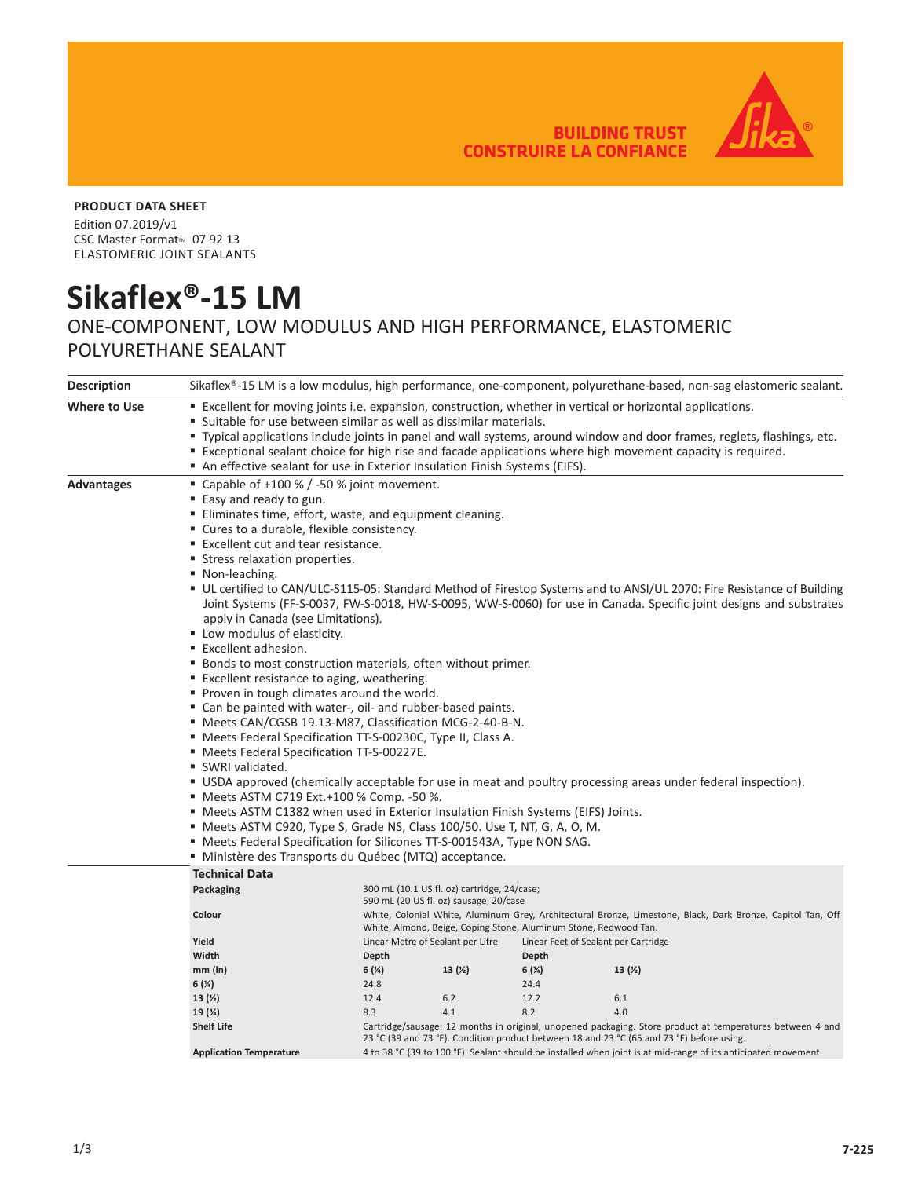BUILDING TRUST
CONSTRUIRE LA CONFIANCE

**PRODUCT DATA SHEET**

Edition 07.2019/v1
CSC Master Format™ 07 92 13
ELASTOMERIC JOINT SEALANTS

# Sikaflex®-15 LM

## ONE-COMPONENT, LOW MODULUS AND HIGH PERFORMANCE, ELASTOMERIC POLYURETHANE SEALANT

**Description**

Sikaflex®-15 LM is a low modulus, high performance, one-component, polyurethane-based, non-sag elastomeric sealant.

**Where to Use**

- Excellent for moving joints i.e. expansion, construction, whether in vertical or horizontal applications.
- Suitable for use between similar as well as dissimilar materials.
- Typical applications include joints in panel and wall systems, around window and door frames, reglets, flashings, etc.
- Exceptional sealant choice for high rise and facade applications where high movement capacity is required.
- An effective sealant for use in Exterior Insulation Finish Systems (EIFS).

**Advantages**

- Capable of +100 % / -50 % joint movement.
- Easy and ready to gun.
- Eliminates time, effort, waste, and equipment cleaning.
- Cures to a durable, flexible consistency.
- Excellent cut and tear resistance.
- Stress relaxation properties.
- Non-leaching.
- UL certified to CAN/ULC-S115-05: Standard Method of Firestop Systems and to ANSI/UL 2070: Fire Resistance of Building Joint Systems (FF-S-0037, FW-S-0018, HW-S-0095, WW-S-0060) for use in Canada. Specific joint designs and substrates apply in Canada (see Limitations).
- Low modulus of elasticity.
- Excellent adhesion.
- Bonds to most construction materials, often without primer.
- Excellent resistance to aging, weathering.
- Proven in tough climates around the world.
- Can be painted with water-, oil- and rubber-based paints.
- Meets CAN/CGSB 19.13-M87, Classification MCG-2-40-B-N.
- Meets Federal Specification TT-S-00230C, Type II, Class A.
- Meets Federal Specification TT-S-00227E.
- SWRI validated.
- USDA approved (chemically acceptable for use in meat and poultry processing areas under federal inspection).
- Meets ASTM C719 Ext.+100 % Comp. -50 %.
- Meets ASTM C1382 when used in Exterior Insulation Finish Systems (EIFS) Joints.
- Meets ASTM C920, Type S, Grade NS, Class 100/50. Use T, NT, G, A, O, M.
- Meets Federal Specification for Silicones TT-S-001543A, Type NON SAG.
- Ministère des Transports du Québec (MTQ) acceptance.

### Technical Data

**Packaging**: 300 mL (10.1 US fl. oz) cartridge, 24/case; 590 mL (20 US fl. oz) sausage, 20/case

**Colour**: White, Colonial White, Aluminum Grey, Architectural Bronze, Limestone, Black, Dark Bronze, Capitol Tan, Off White, Almond, Beige, Coping Stone, Aluminum Stone, Redwood Tan.

**Yield**

| Width | Linear Metre of Sealant per Litre | | Linear Feet of Sealant per Cartridge | |
|---|---|---|---|---|
| | Depth | | Depth | |
| mm (in) | 6 (¼) | 13 (½) | 6 (¼) | 13 (½) |
| 6 (¼) | 24.8 | | 24.4 | |
| 13 (½) | 12.4 | 6.2 | 12.2 | 6.1 |
| 19 (¾) | 8.3 | 4.1 | 8.2 | 4.0 |

**Shelf Life**: Cartridge/sausage: 12 months in original, unopened packaging. Store product at temperatures between 4 and 23 °C (39 and 73 °F). Condition product between 18 and 23 °C (65 and 73 °F) before using.

**Application Temperature**: 4 to 38 °C (39 to 100 °F). Sealant should be installed when joint is at mid-range of its anticipated movement.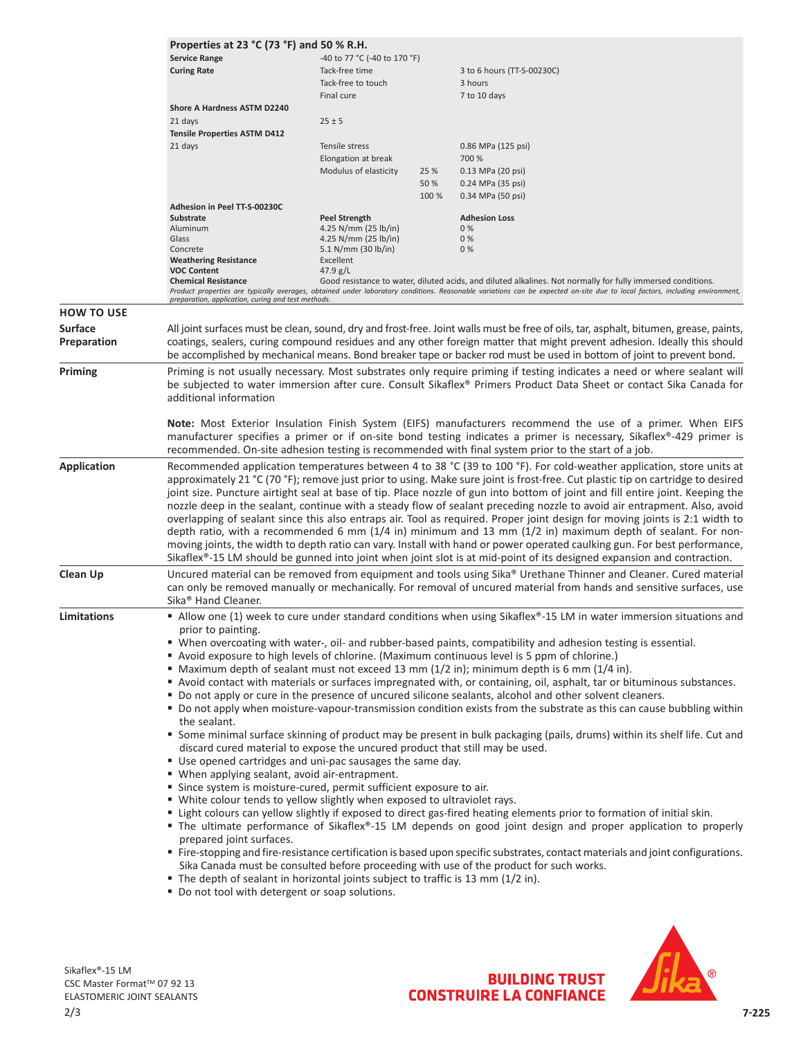| Properties at 23 °C (73 °F) and 50 % R.H. | | | |
|---|---|---|---|
| **Service Range** | -40 to 77 °C (-40 to 170 °F) | | |
| **Curing Rate** | Tack-free time | | 3 to 6 hours (TT-S-00230C) |
| | Tack-free to touch | | 3 hours |
| | Final cure | | 7 to 10 days |
| **Shore A Hardness ASTM D2240** | | | |
| 21 days | 25 ± 5 | | |
| **Tensile Properties ASTM D412** | | | |
| 21 days | Tensile stress | | 0.86 MPa (125 psi) |
| | Elongation at break | | 700 % |
| | Modulus of elasticity | 25 % | 0.13 MPa (20 psi) |
| | | 50 % | 0.24 MPa (35 psi) |
| | | 100 % | 0.34 MPa (50 psi) |
| **Adhesion in Peel TT-S-00230C** | | | |
| **Substrate** | **Peel Strength** | | **Adhesion Loss** |
| Aluminum | 4.25 N/mm (25 lb/in) | | 0 % |
| Glass | 4.25 N/mm (25 lb/in) | | 0 % |
| Concrete | 5.1 N/mm (30 lb/in) | | 0 % |
| **Weathering Resistance** | Excellent | | |
| **VOC Content** | 47.9 g/L | | |
| **Chemical Resistance** | Good resistance to water, diluted acids, and diluted alkalines. Not normally for fully immersed conditions. | | |

*Product properties are typically averages, obtained under laboratory conditions. Reasonable variations can be expected on-site due to local factors, including environment, preparation, application, curing and test methods.*

## HOW TO USE

### Surface Preparation

All joint surfaces must be clean, sound, dry and frost-free. Joint walls must be free of oils, tar, asphalt, bitumen, grease, paints, coatings, sealers, curing compound residues and any other foreign matter that might prevent adhesion. Ideally this should be accomplished by mechanical means. Bond breaker tape or backer rod must be used in bottom of joint to prevent bond.

### Priming

Priming is not usually necessary. Most substrates only require priming if testing indicates a need or where sealant will be subjected to water immersion after cure. Consult Sikaflex® Primers Product Data Sheet or contact Sika Canada for additional information

**Note:** Most Exterior Insulation Finish System (EIFS) manufacturers recommend the use of a primer. When EIFS manufacturer specifies a primer or if on-site bond testing indicates a primer is necessary, Sikaflex®-429 primer is recommended. On-site adhesion testing is recommended with final system prior to the start of a job.

### Application

Recommended application temperatures between 4 to 38 °C (39 to 100 °F). For cold-weather application, store units at approximately 21 °C (70 °F); remove just prior to using. Make sure joint is frost-free. Cut plastic tip on cartridge to desired joint size. Puncture airtight seal at base of tip. Place nozzle of gun into bottom of joint and fill entire joint. Keeping the nozzle deep in the sealant, continue with a steady flow of sealant preceding nozzle to avoid air entrapment. Also, avoid overlapping of sealant since this also entraps air. Tool as required. Proper joint design for moving joints is 2:1 width to depth ratio, with a recommended 6 mm (1/4 in) minimum and 13 mm (1/2 in) maximum depth of sealant. For non-moving joints, the width to depth ratio can vary. Install with hand or power operated caulking gun. For best performance, Sikaflex®-15 LM should be gunned into joint when joint slot is at mid-point of its designed expansion and contraction.

### Clean Up

Uncured material can be removed from equipment and tools using Sika® Urethane Thinner and Cleaner. Cured material can only be removed manually or mechanically. For removal of uncured material from hands and sensitive surfaces, use Sika® Hand Cleaner.

### Limitations

- Allow one (1) week to cure under standard conditions when using Sikaflex®-15 LM in water immersion situations and prior to painting.
- When overcoating with water-, oil- and rubber-based paints, compatibility and adhesion testing is essential.
- Avoid exposure to high levels of chlorine. (Maximum continuous level is 5 ppm of chlorine.)
- Maximum depth of sealant must not exceed 13 mm (1/2 in); minimum depth is 6 mm (1/4 in).
- Avoid contact with materials or surfaces impregnated with, or containing, oil, asphalt, tar or bituminous substances.
- Do not apply or cure in the presence of uncured silicone sealants, alcohol and other solvent cleaners.
- Do not apply when moisture-vapour-transmission condition exists from the substrate as this can cause bubbling within the sealant.
- Some minimal surface skinning of product may be present in bulk packaging (pails, drums) within its shelf life. Cut and discard cured material to expose the uncured product that still may be used.
- Use opened cartridges and uni-pac sausages the same day.
- When applying sealant, avoid air-entrapment.
- Since system is moisture-cured, permit sufficient exposure to air.
- White colour tends to yellow slightly when exposed to ultraviolet rays.
- Light colours can yellow slightly if exposed to direct gas-fired heating elements prior to formation of initial skin.
- The ultimate performance of Sikaflex®-15 LM depends on good joint design and proper application to properly prepared joint surfaces.
- Fire-stopping and fire-resistance certification is based upon specific substrates, contact materials and joint configurations. Sika Canada must be consulted before proceeding with use of the product for such works.
- The depth of sealant in horizontal joints subject to traffic is 13 mm (1/2 in).
- Do not tool with detergent or soap solutions.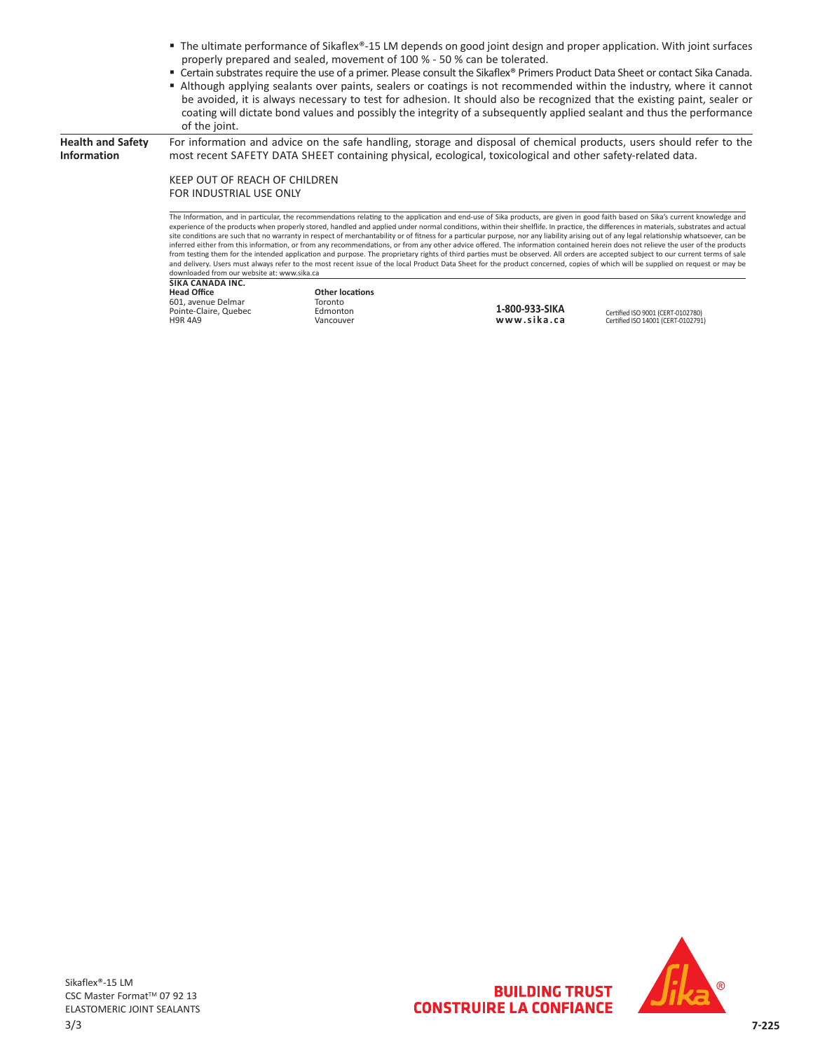- The ultimate performance of Sikaflex®-15 LM depends on good joint design and proper application. With joint surfaces properly prepared and sealed, movement of 100 % - 50 % can be tolerated.
- Certain substrates require the use of a primer. Please consult the Sikaflex® Primers Product Data Sheet or contact Sika Canada.
- Although applying sealants over paints, sealers or coatings is not recommended within the industry, where it cannot be avoided, it is always necessary to test for adhesion. It should also be recognized that the existing paint, sealer or coating will dictate bond values and possibly the integrity of a subsequently applied sealant and thus the performance of the joint.

**Health and Safety Information**

For information and advice on the safe handling, storage and disposal of chemical products, users should refer to the most recent SAFETY DATA SHEET containing physical, ecological, toxicological and other safety-related data.

KEEP OUT OF REACH OF CHILDREN
FOR INDUSTRIAL USE ONLY

The Information, and in particular, the recommendations relating to the application and end-use of Sika products, are given in good faith based on Sika's current knowledge and experience of the products when properly stored, handled and applied under normal conditions, within their shelflife. In practice, the differences in materials, substrates and actual site conditions are such that no warranty in respect of merchantability or of fitness for a particular purpose, nor any liability arising out of any legal relationship whatsoever, can be inferred either from this information, or from any recommendations, or from any other advice offered. The information contained herein does not relieve the user of the products from testing them for the intended application and purpose. The proprietary rights of third parties must be observed. All orders are accepted subject to our current terms of sale and delivery. Users must always refer to the most recent issue of the local Product Data Sheet for the product concerned, copies of which will be supplied on request or may be downloaded from our website at: www.sika.ca

**SIKA CANADA INC.**

**Head Office**
601, avenue Delmar
Pointe-Claire, Quebec
H9R 4A9

**Other locations**
Toronto
Edmonton
Vancouver

**1-800-933-SIKA**
**www.sika.ca**

Certified ISO 9001 (CERT-0102780)
Certified ISO 14001 (CERT-0102791)

Sikaflex®-15 LM
CSC Master Format™ 07 92 13
ELASTOMERIC JOINT SEALANTS

BUILDING TRUST
CONSTRUIRE LA CONFIANCE